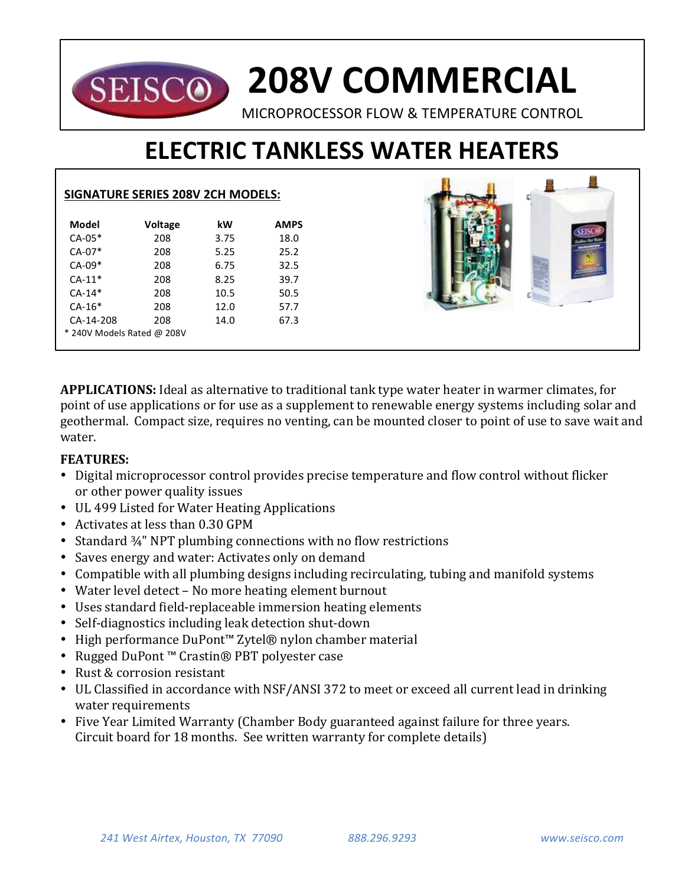SEISCO

# 208V COMMERCIAL

MICROPROCESSOR FLOW & TEMPERATURE CONTROL

# ELECTRIC TANKLESS WATER HEATERS

## SIGNATURE SERIES 208V 2CH MODELS:

| Model | Voltage | kW | AMPS |
|---|---|---|---|
| CA-05* | 208 | 3.75 | 18.0 |
| CA-07* | 208 | 5.25 | 25.2 |
| CA-09* | 208 | 6.75 | 32.5 |
| CA-11* | 208 | 8.25 | 39.7 |
| CA-14* | 208 | 10.5 | 50.5 |
| CA-16* | 208 | 12.0 | 57.7 |
| CA-14-208 | 208 | 14.0 | 67.3 |

* 240V Models Rated @ 208V

**APPLICATIONS:** Ideal as alternative to traditional tank type water heater in warmer climates, for point of use applications or for use as a supplement to renewable energy systems including solar and geothermal. Compact size, requires no venting, can be mounted closer to point of use to save wait and water.

**FEATURES:**

- Digital microprocessor control provides precise temperature and flow control without flicker or other power quality issues
- UL 499 Listed for Water Heating Applications
- Activates at less than 0.30 GPM
- Standard ¾" NPT plumbing connections with no flow restrictions
- Saves energy and water: Activates only on demand
- Compatible with all plumbing designs including recirculating, tubing and manifold systems
- Water level detect – No more heating element burnout
- Uses standard field-replaceable immersion heating elements
- Self-diagnostics including leak detection shut-down
- High performance DuPont™ Zytel® nylon chamber material
- Rugged DuPont ™ Crastin® PBT polyester case
- Rust & corrosion resistant
- UL Classified in accordance with NSF/ANSI 372 to meet or exceed all current lead in drinking water requirements
- Five Year Limited Warranty (Chamber Body guaranteed against failure for three years. Circuit board for 18 months. See written warranty for complete details)

*241 West Airtex, Houston, TX 77090* *888.296.9293* *www.seisco.com*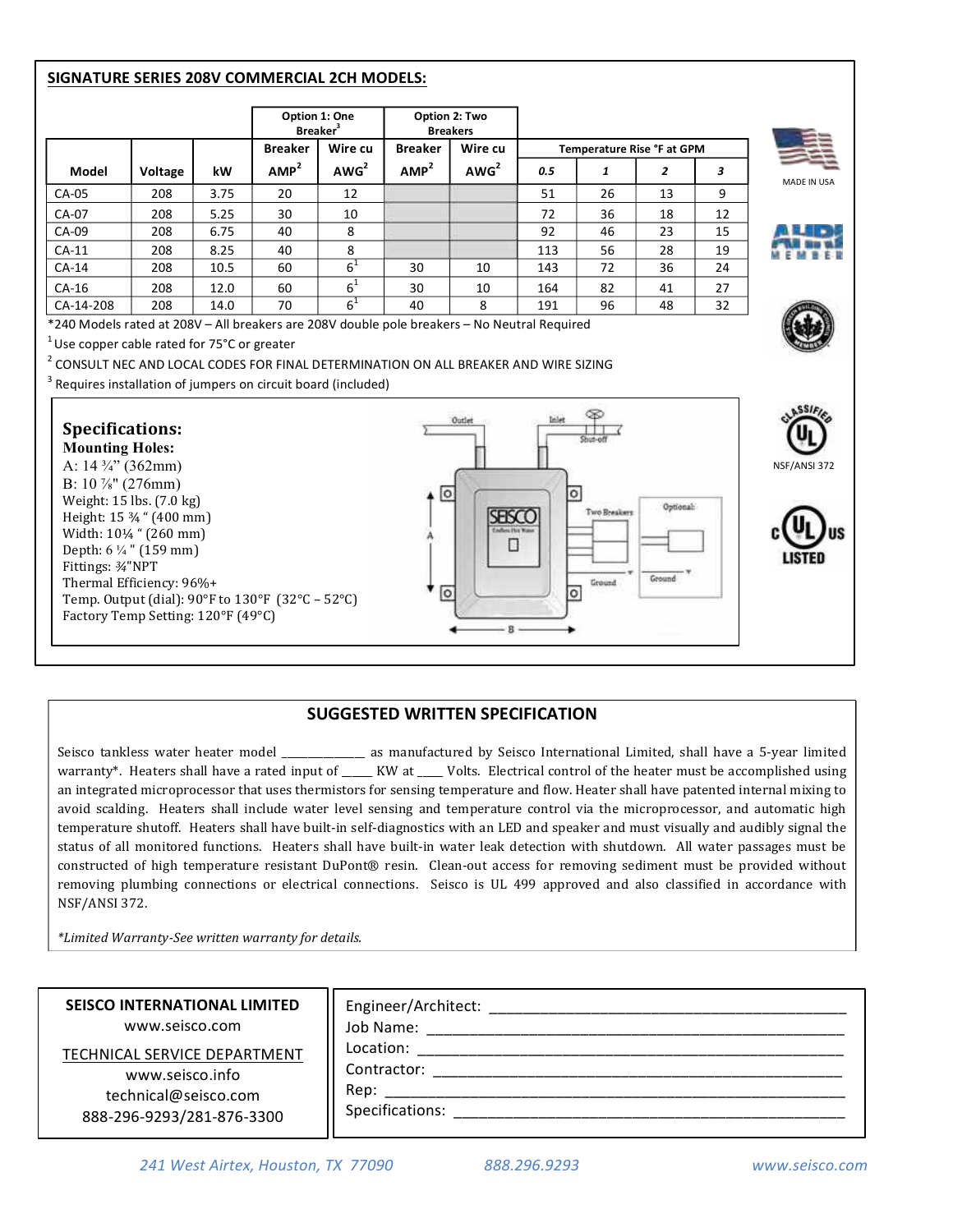## SIGNATURE SERIES 208V COMMERCIAL 2CH MODELS:

| | | | Option 1: One Breaker[3] | | Option 2: Two Breakers | | Temperature Rise °F at GPM | | | |
|---|---|---|---|---|---|---|---|---|---|---|
| Model | Voltage | kW | Breaker AMP[2] | Wire cu AWG[2] | Breaker AMP[2] | Wire cu AWG[2] | *0.5* | *1* | *2* | *3* |
| CA-05 | 208 | 3.75 | 20 | 12 | | | 51 | 26 | 13 | 9 |
| CA-07 | 208 | 5.25 | 30 | 10 | | | 72 | 36 | 18 | 12 |
| CA-09 | 208 | 6.75 | 40 | 8 | | | 92 | 46 | 23 | 15 |
| CA-11 | 208 | 8.25 | 40 | 8 | | | 113 | 56 | 28 | 19 |
| CA-14 | 208 | 10.5 | 60 | 6[1] | 30 | 10 | 143 | 72 | 36 | 24 |
| CA-16 | 208 | 12.0 | 60 | 6[1] | 30 | 10 | 164 | 82 | 41 | 27 |
| CA-14-208 | 208 | 14.0 | 70 | 6[1] | 40 | 8 | 191 | 96 | 48 | 32 |

*240 Models rated at 208V – All breakers are 208V double pole breakers – No Neutral Required

[1] Use copper cable rated for 75°C or greater

[2] CONSULT NEC AND LOCAL CODES FOR FINAL DETERMINATION ON ALL BREAKER AND WIRE SIZING

[3] Requires installation of jumpers on circuit board (included)

MADE IN USA

NSF/ANSI 372

**Specifications:**

**Mounting Holes:**

A: 14 ¾" (362mm)

B: 10 ⅞" (276mm)

Weight: 15 lbs. (7.0 kg)

Height: 15 ¾ " (400 mm)

Width: 10¼ " (260 mm)

Depth: 6 ¼ " (159 mm)

Fittings: ¾"NPT

Thermal Efficiency: 96%+

Temp. Output (dial): 90°F to 130°F (32°C – 52°C)

Factory Temp Setting: 120°F (49°C)

Outlet

Inlet

Shut-off

Two Breakers

Optional

Ground

Ground

A

B

## SUGGESTED WRITTEN SPECIFICATION

Seisco tankless water heater model _____________ as manufactured by Seisco International Limited, shall have a 5-year limited warranty*. Heaters shall have a rated input of _____ KW at ____ Volts. Electrical control of the heater must be accomplished using an integrated microprocessor that uses thermistors for sensing temperature and flow. Heater shall have patented internal mixing to avoid scalding. Heaters shall include water level sensing and temperature control via the microprocessor, and automatic high temperature shutoff. Heaters shall have built-in self-diagnostics with an LED and speaker and must visually and audibly signal the status of all monitored functions. Heaters shall have built-in water leak detection with shutdown. All water passages must be constructed of high temperature resistant DuPont® resin. Clean-out access for removing sediment must be provided without removing plumbing connections or electrical connections. Seisco is UL 499 approved and also classified in accordance with NSF/ANSI 372.

*\*Limited Warranty-See written warranty for details.*

**SEISCO INTERNATIONAL LIMITED**
www.seisco.com

TECHNICAL SERVICE DEPARTMENT
www.seisco.info
technical@seisco.com
888-296-9293/281-876-3300

Engineer/Architect: ____________________________________________

Job Name: ____________________________________________

Location: ____________________________________________

Contractor: ____________________________________________

Rep: ____________________________________________

Specifications: ____________________________________________

*241 West Airtex, Houston, TX 77090* *888.296.9293* *www.seisco.com*